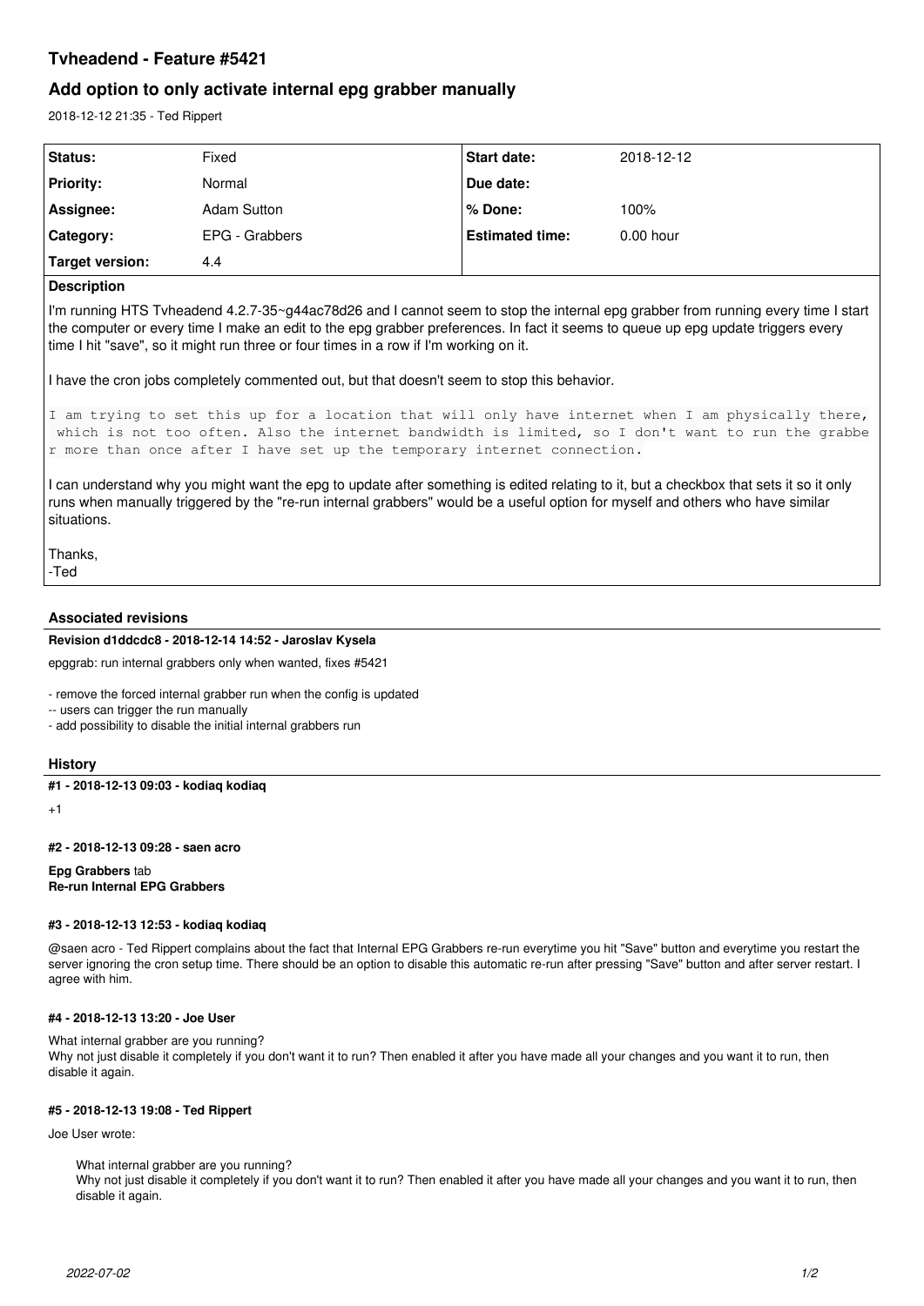# Tvheadend - Feature #5421

## Add option to only activate internal epg grabber manually

2018-12-12 21:35 - Ted Rippert

| Status: | Fixed | Start date: | 2018-12-12 |
|---|---|---|---|
| Priority: | Normal | Due date: | |
| Assignee: | Adam Sutton | % Done: | 100% |
| Category: | EPG - Grabbers | Estimated time: | 0.00 hour |
| Target version: | 4.4 | | |

**Description**

I'm running HTS Tvheadend 4.2.7-35~g44ac78d26 and I cannot seem to stop the internal epg grabber from running every time I start the computer or every time I make an edit to the epg grabber preferences. In fact it seems to queue up epg update triggers every time I hit "save", so it might run three or four times in a row if I'm working on it.

I have the cron jobs completely commented out, but that doesn't seem to stop this behavior.

```
I am trying to set this up for a location that will only have internet when I am physically there,
 which is not too often. Also the internet bandwidth is limited, so I don't want to run the grabbe
r more than once after I have set up the temporary internet connection.
```

I can understand why you might want the epg to update after something is edited relating to it, but a checkbox that sets it so it only runs when manually triggered by the "re-run internal grabbers" would be a useful option for myself and others who have similar situations.

Thanks,
-Ted

### Associated revisions

**Revision d1ddcdc8 - 2018-12-14 14:52 - Jaroslav Kysela**

epggrab: run internal grabbers only when wanted, fixes #5421

- remove the forced internal grabber run when the config is updated
-- users can trigger the run manually
- add possibility to disable the initial internal grabbers run

### History

**#1 - 2018-12-13 09:03 - kodiaq kodiaq**

+1

**#2 - 2018-12-13 09:28 - saen acro**

**Epg Grabbers** tab
**Re-run Internal EPG Grabbers**

**#3 - 2018-12-13 12:53 - kodiaq kodiaq**

@saen acro - Ted Rippert complains about the fact that Internal EPG Grabbers re-run everytime you hit "Save" button and everytime you restart the server ignoring the cron setup time. There should be an option to disable this automatic re-run after pressing "Save" button and after server restart. I agree with him.

**#4 - 2018-12-13 13:20 - Joe User**

What internal grabber are you running?
Why not just disable it completely if you don't want it to run? Then enabled it after you have made all your changes and you want it to run, then disable it again.

**#5 - 2018-12-13 19:08 - Ted Rippert**

Joe User wrote:

> What internal grabber are you running?
> Why not just disable it completely if you don't want it to run? Then enabled it after you have made all your changes and you want it to run, then disable it again.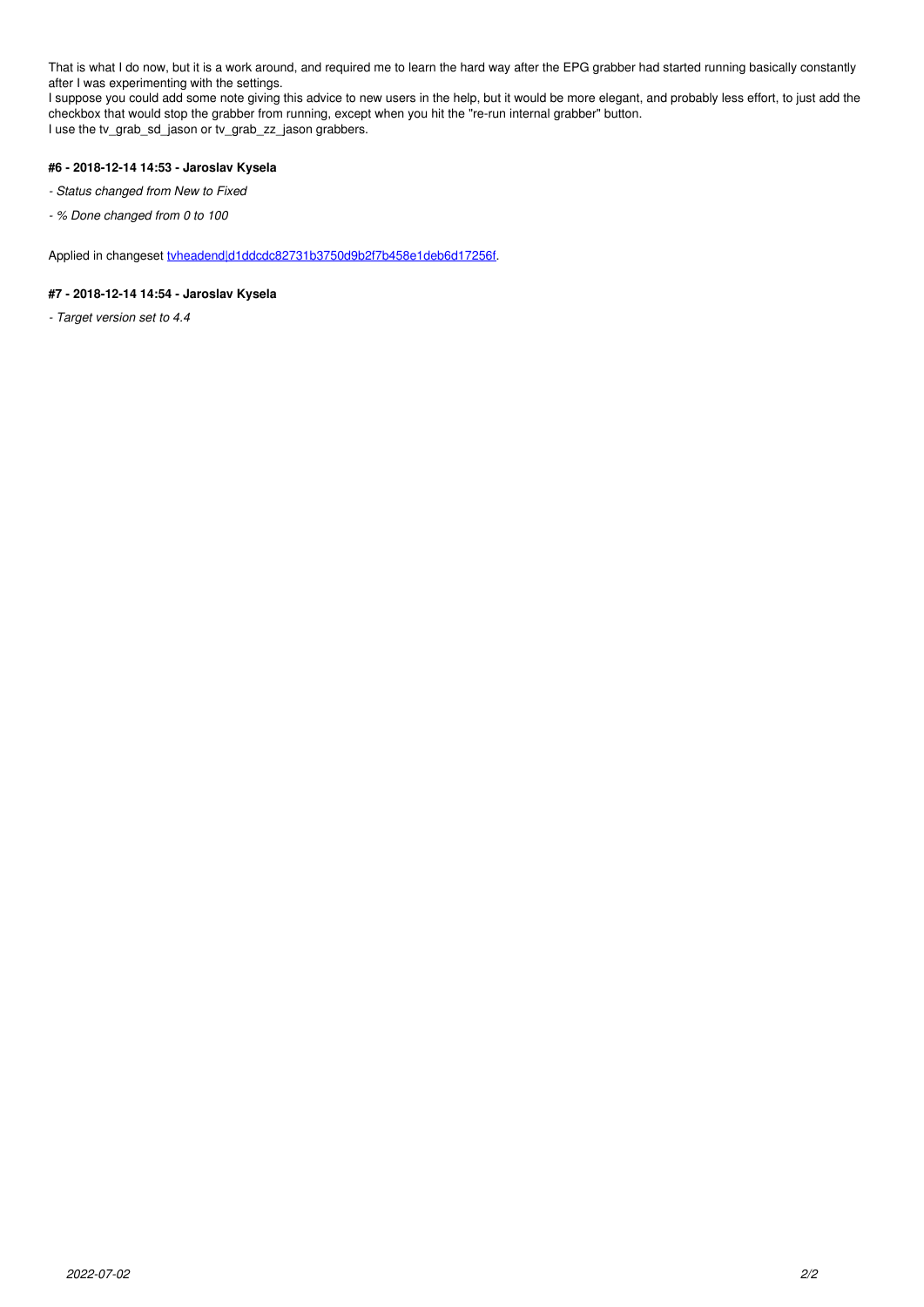That is what I do now, but it is a work around, and required me to learn the hard way after the EPG grabber had started running basically constantly after I was experimenting with the settings.
I suppose you could add some note giving this advice to new users in the help, but it would be more elegant, and probably less effort, to just add the checkbox that would stop the grabber from running, except when you hit the "re-run internal grabber" button.
I use the tv_grab_sd_jason or tv_grab_zz_jason grabbers.

#### #6 - 2018-12-14 14:53 - Jaroslav Kysela

- *Status changed from New to Fixed*
- *% Done changed from 0 to 100*

Applied in changeset tvheadend|d1ddcdc82731b3750d9b2f7b458e1deb6d17256f.

#### #7 - 2018-12-14 14:54 - Jaroslav Kysela

- *Target version set to 4.4*